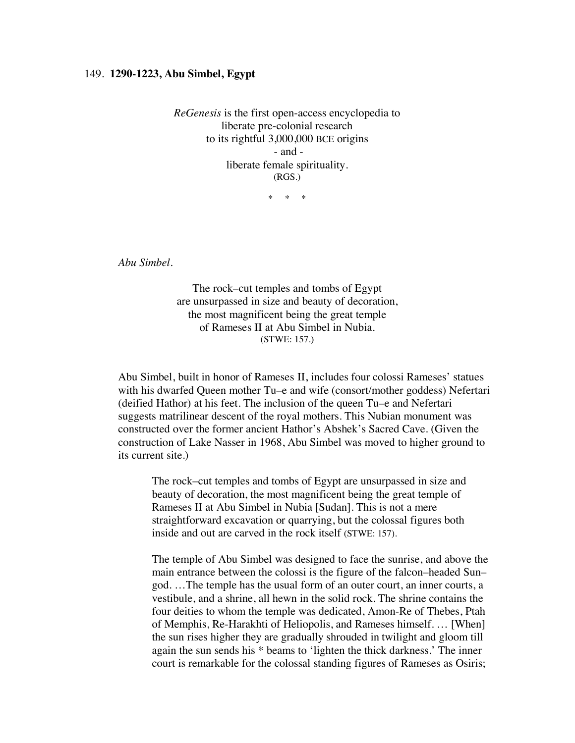149. **1290-1223, Abu Simbel, Egypt**

*ReGenesis* is the first open-access encyclopedia to
liberate pre-colonial research
to its rightful 3,000,000 BCE origins
- and -
liberate female spirituality.
(RGS.)

\* \* \*

*Abu Simbel.*

The rock–cut temples and tombs of Egypt
are unsurpassed in size and beauty of decoration,
the most magnificent being the great temple
of Rameses II at Abu Simbel in Nubia.
(STWE: 157.)

Abu Simbel, built in honor of Rameses II, includes four colossi Rameses' statues with his dwarfed Queen mother Tu–e and wife (consort/mother goddess) Nefertari (deified Hathor) at his feet. The inclusion of the queen Tu–e and Nefertari suggests matrilinear descent of the royal mothers. This Nubian monument was constructed over the former ancient Hathor's Abshek's Sacred Cave. (Given the construction of Lake Nasser in 1968, Abu Simbel was moved to higher ground to its current site.)

> The rock–cut temples and tombs of Egypt are unsurpassed in size and beauty of decoration, the most magnificent being the great temple of Rameses II at Abu Simbel in Nubia [Sudan]. This is not a mere straightforward excavation or quarrying, but the colossal figures both inside and out are carved in the rock itself (STWE: 157).
>
> The temple of Abu Simbel was designed to face the sunrise, and above the main entrance between the colossi is the figure of the falcon–headed Sun–god. …The temple has the usual form of an outer court, an inner courts, a vestibule, and a shrine, all hewn in the solid rock. The shrine contains the four deities to whom the temple was dedicated, Amon-Re of Thebes, Ptah of Memphis, Re-Harakhti of Heliopolis, and Rameses himself. … [When] the sun rises higher they are gradually shrouded in twilight and gloom till again the sun sends his * beams to 'lighten the thick darkness.' The inner court is remarkable for the colossal standing figures of Rameses as Osiris;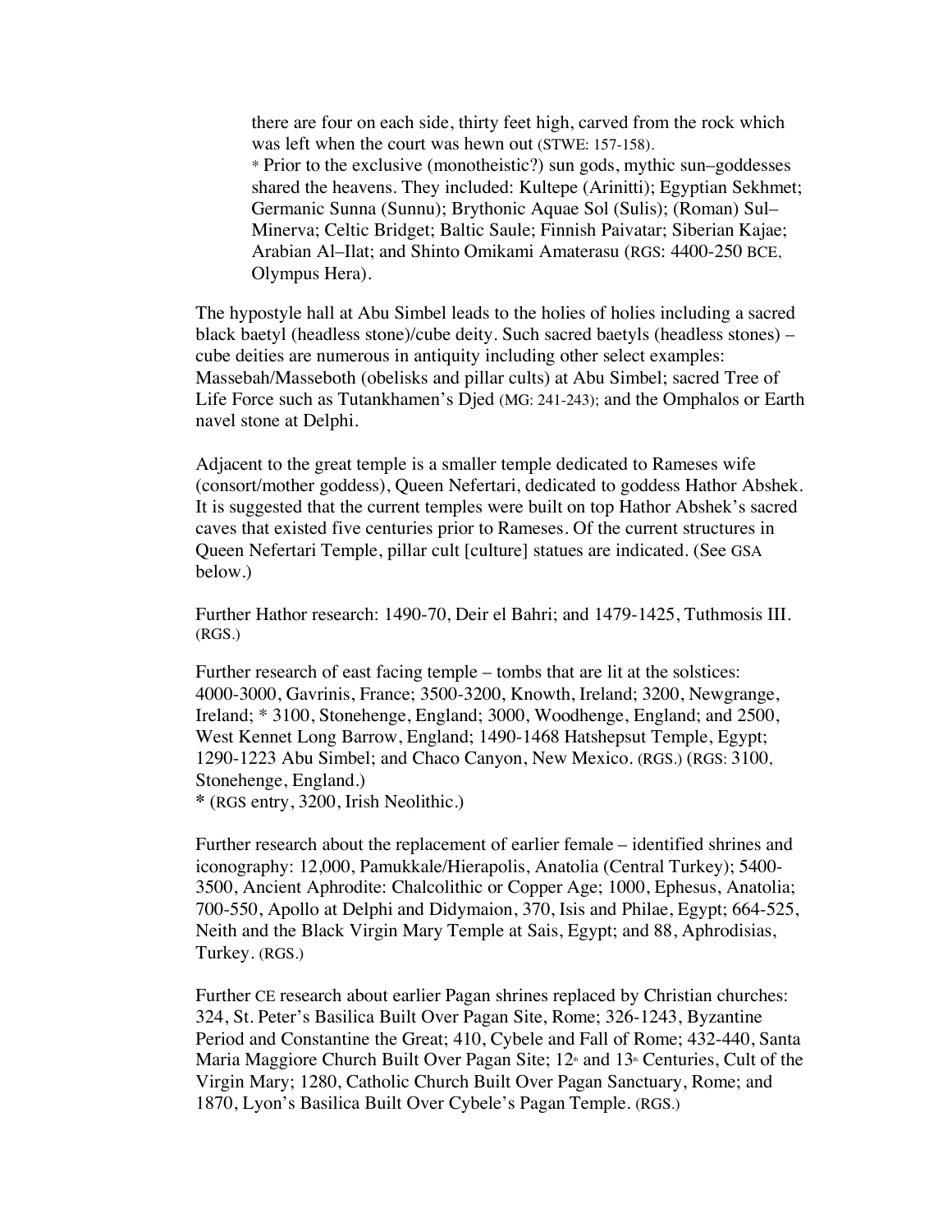there are four on each side, thirty feet high, carved from the rock which was left when the court was hewn out (STWE: 157-158).

* Prior to the exclusive (monotheistic?) sun gods, mythic sun–goddesses shared the heavens. They included: Kultepe (Arinitti); Egyptian Sekhmet; Germanic Sunna (Sunnu); Brythonic Aquae Sol (Sulis); (Roman) Sul–Minerva; Celtic Bridget; Baltic Saule; Finnish Paivatar; Siberian Kajae; Arabian Al–Ilat; and Shinto Omikami Amaterasu (RGS: 4400-250 BCE, Olympus Hera).

The hypostyle hall at Abu Simbel leads to the holies of holies including a sacred black baetyl (headless stone)/cube deity. Such sacred baetyls (headless stones) – cube deities are numerous in antiquity including other select examples: Massebah/Masseboth (obelisks and pillar cults) at Abu Simbel; sacred Tree of Life Force such as Tutankhamen's Djed (MG: 241-243); and the Omphalos or Earth navel stone at Delphi.

Adjacent to the great temple is a smaller temple dedicated to Rameses wife (consort/mother goddess), Queen Nefertari, dedicated to goddess Hathor Abshek. It is suggested that the current temples were built on top Hathor Abshek's sacred caves that existed five centuries prior to Rameses. Of the current structures in Queen Nefertari Temple, pillar cult [culture] statues are indicated. (See GSA below.)

Further Hathor research: 1490-70, Deir el Bahri; and 1479-1425, Tuthmosis III. (RGS.)

Further research of east facing temple – tombs that are lit at the solstices: 4000-3000, Gavrinis, France; 3500-3200, Knowth, Ireland; 3200, Newgrange, Ireland; * 3100, Stonehenge, England; 3000, Woodhenge, England; and 2500, West Kennet Long Barrow, England; 1490-1468 Hatshepsut Temple, Egypt; 1290-1223 Abu Simbel; and Chaco Canyon, New Mexico. (RGS.) (RGS: 3100, Stonehenge, England.)
**\*** (RGS entry, 3200, Irish Neolithic.)

Further research about the replacement of earlier female – identified shrines and iconography: 12,000, Pamukkale/Hierapolis, Anatolia (Central Turkey); 5400-3500, Ancient Aphrodite: Chalcolithic or Copper Age; 1000, Ephesus, Anatolia; 700-550, Apollo at Delphi and Didymaion, 370, Isis and Philae, Egypt; 664-525, Neith and the Black Virgin Mary Temple at Sais, Egypt; and 88, Aphrodisias, Turkey. (RGS.)

Further CE research about earlier Pagan shrines replaced by Christian churches: 324, St. Peter's Basilica Built Over Pagan Site, Rome; 326-1243, Byzantine Period and Constantine the Great; 410, Cybele and Fall of Rome; 432-440, Santa Maria Maggiore Church Built Over Pagan Site; 12th and 13th Centuries, Cult of the Virgin Mary; 1280, Catholic Church Built Over Pagan Sanctuary, Rome; and 1870, Lyon's Basilica Built Over Cybele's Pagan Temple. (RGS.)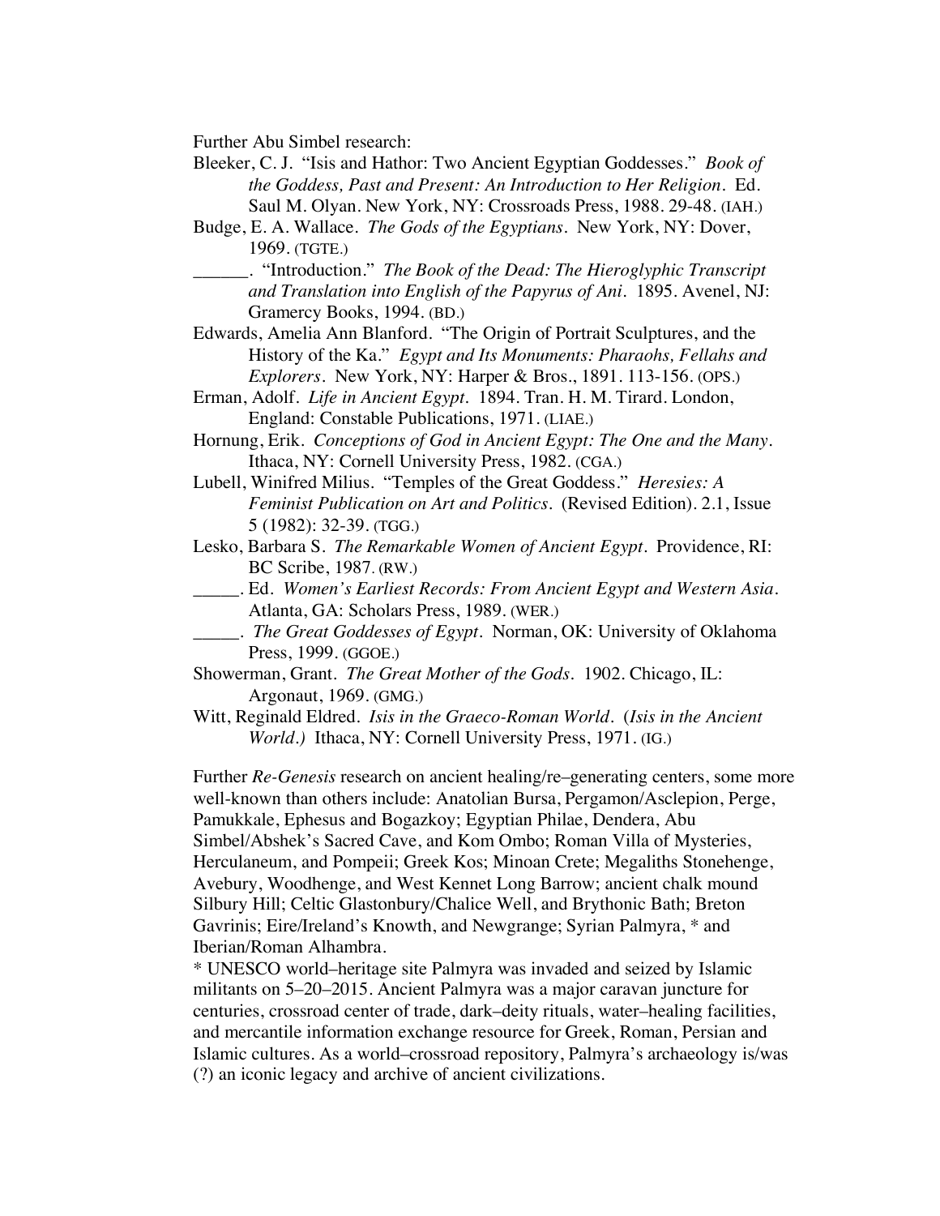Further Abu Simbel research:

Bleeker, C. J. "Isis and Hathor: Two Ancient Egyptian Goddesses." *Book of the Goddess, Past and Present: An Introduction to Her Religion*. Ed. Saul M. Olyan. New York, NY: Crossroads Press, 1988. 29-48. (IAH.)

Budge, E. A. Wallace. *The Gods of the Egyptians*. New York, NY: Dover, 1969. (TGTE.)

______. "Introduction." *The Book of the Dead: The Hieroglyphic Transcript and Translation into English of the Papyrus of Ani*. 1895. Avenel, NJ: Gramercy Books, 1994. (BD.)

Edwards, Amelia Ann Blanford. "The Origin of Portrait Sculptures, and the History of the Ka." *Egypt and Its Monuments: Pharaohs, Fellahs and Explorers*. New York, NY: Harper & Bros., 1891. 113-156. (OPS.)

Erman, Adolf. *Life in Ancient Egypt*. 1894. Tran. H. M. Tirard. London, England: Constable Publications, 1971. (LIAE.)

Hornung, Erik. *Conceptions of God in Ancient Egypt: The One and the Many*. Ithaca, NY: Cornell University Press, 1982. (CGA.)

Lubell, Winifred Milius. "Temples of the Great Goddess." *Heresies: A Feminist Publication on Art and Politics*. (Revised Edition). 2.1, Issue 5 (1982): 32-39. (TGG.)

Lesko, Barbara S. *The Remarkable Women of Ancient Egypt*. Providence, RI: BC Scribe, 1987. (RW.)

_____. Ed. *Women's Earliest Records: From Ancient Egypt and Western Asia*. Atlanta, GA: Scholars Press, 1989. (WER.)

_____. *The Great Goddesses of Egypt*. Norman, OK: University of Oklahoma Press, 1999. (GGOE.)

Showerman, Grant. *The Great Mother of the Gods*. 1902. Chicago, IL: Argonaut, 1969. (GMG.)

Witt, Reginald Eldred. *Isis in the Graeco-Roman World*. (*Isis in the Ancient World.)* Ithaca, NY: Cornell University Press, 1971. (IG.)

Further *Re-Genesis* research on ancient healing/re–generating centers, some more well-known than others include: Anatolian Bursa, Pergamon/Asclepion, Perge, Pamukkale, Ephesus and Bogazkoy; Egyptian Philae, Dendera, Abu Simbel/Abshek's Sacred Cave, and Kom Ombo; Roman Villa of Mysteries, Herculaneum, and Pompeii; Greek Kos; Minoan Crete; Megaliths Stonehenge, Avebury, Woodhenge, and West Kennet Long Barrow; ancient chalk mound Silbury Hill; Celtic Glastonbury/Chalice Well, and Brythonic Bath; Breton Gavrinis; Eire/Ireland's Knowth, and Newgrange; Syrian Palmyra, * and Iberian/Roman Alhambra.

* UNESCO world–heritage site Palmyra was invaded and seized by Islamic militants on 5–20–2015. Ancient Palmyra was a major caravan juncture for centuries, crossroad center of trade, dark–deity rituals, water–healing facilities, and mercantile information exchange resource for Greek, Roman, Persian and Islamic cultures. As a world–crossroad repository, Palmyra's archaeology is/was (?) an iconic legacy and archive of ancient civilizations.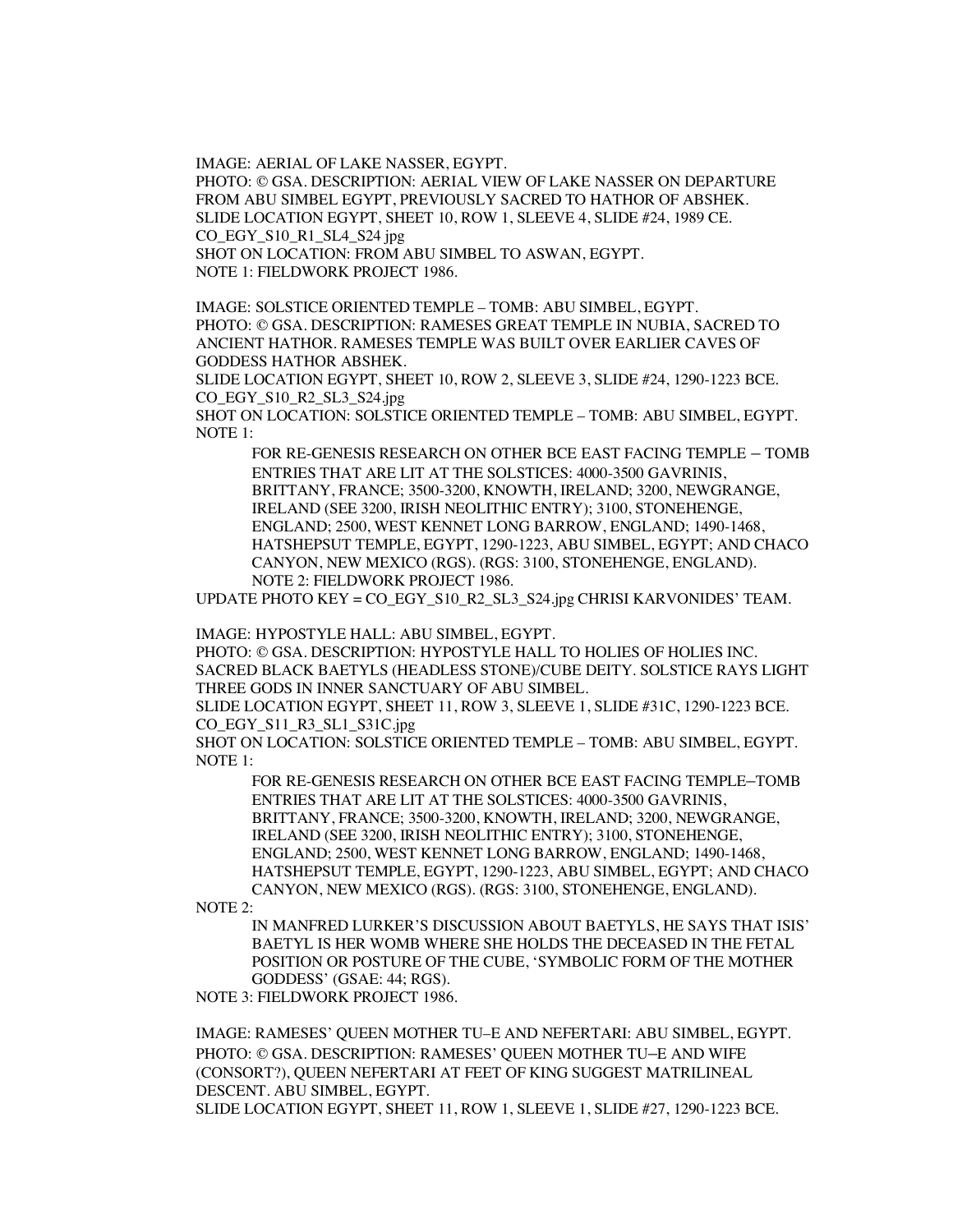IMAGE: AERIAL OF LAKE NASSER, EGYPT.
PHOTO: © GSA. DESCRIPTION: AERIAL VIEW OF LAKE NASSER ON DEPARTURE FROM ABU SIMBEL EGYPT, PREVIOUSLY SACRED TO HATHOR OF ABSHEK.
SLIDE LOCATION EGYPT, SHEET 10, ROW 1, SLEEVE 4, SLIDE #24, 1989 CE.
CO_EGY_S10_R1_SL4_S24 jpg
SHOT ON LOCATION: FROM ABU SIMBEL TO ASWAN, EGYPT.
NOTE 1: FIELDWORK PROJECT 1986.

IMAGE: SOLSTICE ORIENTED TEMPLE – TOMB: ABU SIMBEL, EGYPT.
PHOTO: © GSA. DESCRIPTION: RAMESES GREAT TEMPLE IN NUBIA, SACRED TO ANCIENT HATHOR. RAMESES TEMPLE WAS BUILT OVER EARLIER CAVES OF GODDESS HATHOR ABSHEK.
SLIDE LOCATION EGYPT, SHEET 10, ROW 2, SLEEVE 3, SLIDE #24, 1290-1223 BCE.
CO_EGY_S10_R2_SL3_S24.jpg
SHOT ON LOCATION: SOLSTICE ORIENTED TEMPLE – TOMB: ABU SIMBEL, EGYPT.
NOTE 1:

> FOR RE-GENESIS RESEARCH ON OTHER BCE EAST FACING TEMPLE – TOMB ENTRIES THAT ARE LIT AT THE SOLSTICES: 4000-3500 GAVRINIS, BRITTANY, FRANCE; 3500-3200, KNOWTH, IRELAND; 3200, NEWGRANGE, IRELAND (SEE 3200, IRISH NEOLITHIC ENTRY); 3100, STONEHENGE, ENGLAND; 2500, WEST KENNET LONG BARROW, ENGLAND; 1490-1468, HATSHEPSUT TEMPLE, EGYPT, 1290-1223, ABU SIMBEL, EGYPT; AND CHACO CANYON, NEW MEXICO (RGS). (RGS: 3100, STONEHENGE, ENGLAND).
> NOTE 2: FIELDWORK PROJECT 1986.

UPDATE PHOTO KEY = CO_EGY_S10_R2_SL3_S24.jpg CHRISI KARVONIDES' TEAM.

IMAGE: HYPOSTYLE HALL: ABU SIMBEL, EGYPT.
PHOTO: © GSA. DESCRIPTION: HYPOSTYLE HALL TO HOLIES OF HOLIES INC. SACRED BLACK BAETYLS (HEADLESS STONE)/CUBE DEITY. SOLSTICE RAYS LIGHT THREE GODS IN INNER SANCTUARY OF ABU SIMBEL.
SLIDE LOCATION EGYPT, SHEET 11, ROW 3, SLEEVE 1, SLIDE #31C, 1290-1223 BCE.
CO_EGY_S11_R3_SL1_S31C.jpg
SHOT ON LOCATION: SOLSTICE ORIENTED TEMPLE – TOMB: ABU SIMBEL, EGYPT.
NOTE 1:

> FOR RE-GENESIS RESEARCH ON OTHER BCE EAST FACING TEMPLE–TOMB ENTRIES THAT ARE LIT AT THE SOLSTICES: 4000-3500 GAVRINIS, BRITTANY, FRANCE; 3500-3200, KNOWTH, IRELAND; 3200, NEWGRANGE, IRELAND (SEE 3200, IRISH NEOLITHIC ENTRY); 3100, STONEHENGE, ENGLAND; 2500, WEST KENNET LONG BARROW, ENGLAND; 1490-1468, HATSHEPSUT TEMPLE, EGYPT, 1290-1223, ABU SIMBEL, EGYPT; AND CHACO CANYON, NEW MEXICO (RGS). (RGS: 3100, STONEHENGE, ENGLAND).

NOTE 2:

> IN MANFRED LURKER'S DISCUSSION ABOUT BAETYLS, HE SAYS THAT ISIS' BAETYL IS HER WOMB WHERE SHE HOLDS THE DECEASED IN THE FETAL POSITION OR POSTURE OF THE CUBE, 'SYMBOLIC FORM OF THE MOTHER GODDESS' (GSAE: 44; RGS).

NOTE 3: FIELDWORK PROJECT 1986.

IMAGE: RAMESES' QUEEN MOTHER TU–E AND NEFERTARI: ABU SIMBEL, EGYPT.
PHOTO: © GSA. DESCRIPTION: RAMESES' QUEEN MOTHER TU–E AND WIFE (CONSORT?), QUEEN NEFERTARI AT FEET OF KING SUGGEST MATRILINEAL DESCENT. ABU SIMBEL, EGYPT.
SLIDE LOCATION EGYPT, SHEET 11, ROW 1, SLEEVE 1, SLIDE #27, 1290-1223 BCE.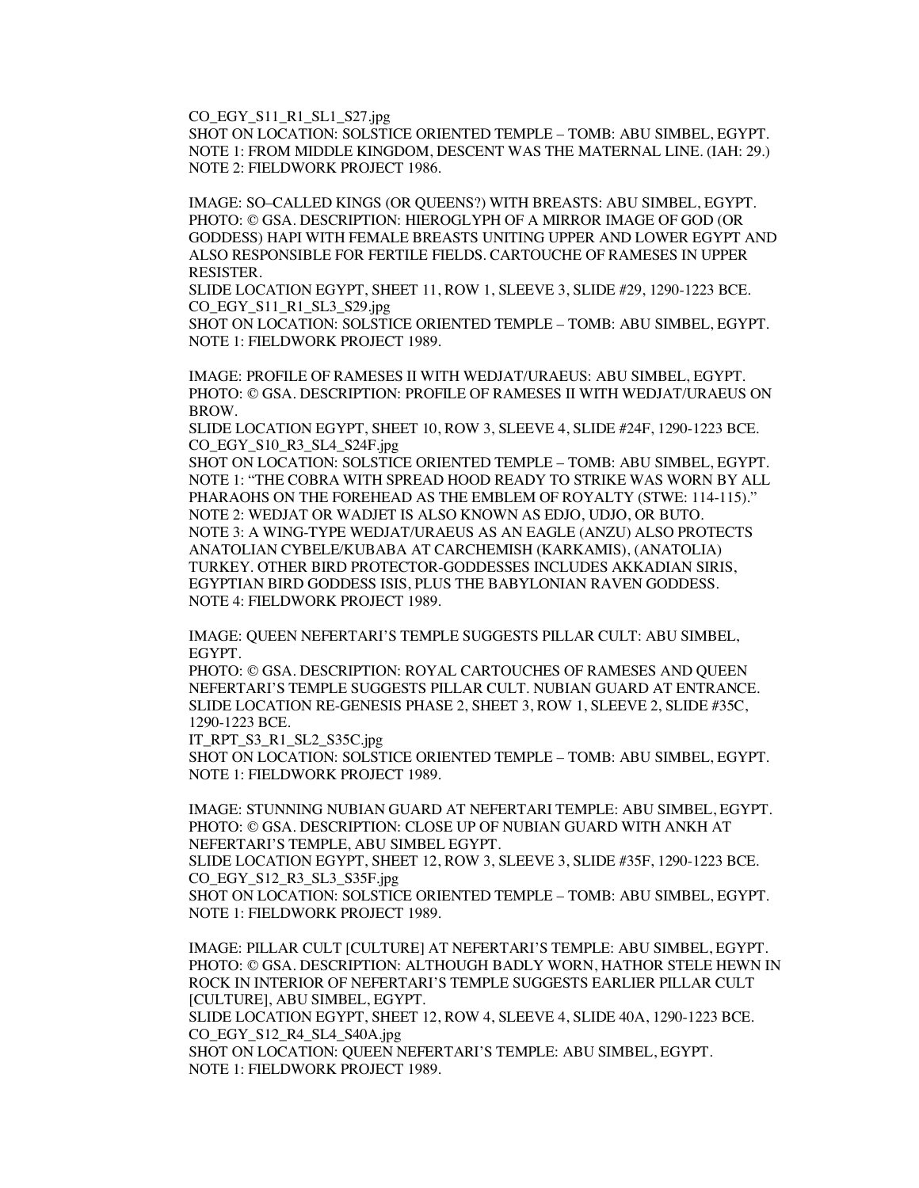CO_EGY_S11_R1_SL1_S27.jpg
SHOT ON LOCATION: SOLSTICE ORIENTED TEMPLE – TOMB: ABU SIMBEL, EGYPT.
NOTE 1: FROM MIDDLE KINGDOM, DESCENT WAS THE MATERNAL LINE. (IAH: 29.)
NOTE 2: FIELDWORK PROJECT 1986.

IMAGE: SO–CALLED KINGS (OR QUEENS?) WITH BREASTS: ABU SIMBEL, EGYPT.
PHOTO: © GSA. DESCRIPTION: HIEROGLYPH OF A MIRROR IMAGE OF GOD (OR GODDESS) HAPI WITH FEMALE BREASTS UNITING UPPER AND LOWER EGYPT AND ALSO RESPONSIBLE FOR FERTILE FIELDS. CARTOUCHE OF RAMESES IN UPPER RESISTER.
SLIDE LOCATION EGYPT, SHEET 11, ROW 1, SLEEVE 3, SLIDE #29, 1290-1223 BCE.
CO_EGY_S11_R1_SL3_S29.jpg
SHOT ON LOCATION: SOLSTICE ORIENTED TEMPLE – TOMB: ABU SIMBEL, EGYPT.
NOTE 1: FIELDWORK PROJECT 1989.

IMAGE: PROFILE OF RAMESES II WITH WEDJAT/URAEUS: ABU SIMBEL, EGYPT.
PHOTO: © GSA. DESCRIPTION: PROFILE OF RAMESES II WITH WEDJAT/URAEUS ON BROW.
SLIDE LOCATION EGYPT, SHEET 10, ROW 3, SLEEVE 4, SLIDE #24F, 1290-1223 BCE.
CO_EGY_S10_R3_SL4_S24F.jpg
SHOT ON LOCATION: SOLSTICE ORIENTED TEMPLE – TOMB: ABU SIMBEL, EGYPT.
NOTE 1: “THE COBRA WITH SPREAD HOOD READY TO STRIKE WAS WORN BY ALL PHARAOHS ON THE FOREHEAD AS THE EMBLEM OF ROYALTY (STWE: 114-115).”
NOTE 2: WEDJAT OR WADJET IS ALSO KNOWN AS EDJO, UDJO, OR BUTO.
NOTE 3: A WING-TYPE WEDJAT/URAEUS AS AN EAGLE (ANZU) ALSO PROTECTS ANATOLIAN CYBELE/KUBABA AT CARCHEMISH (KARKAMIS), (ANATOLIA) TURKEY. OTHER BIRD PROTECTOR-GODDESSES INCLUDES AKKADIAN SIRIS, EGYPTIAN BIRD GODDESS ISIS, PLUS THE BABYLONIAN RAVEN GODDESS.
NOTE 4: FIELDWORK PROJECT 1989.

IMAGE: QUEEN NEFERTARI’S TEMPLE SUGGESTS PILLAR CULT: ABU SIMBEL, EGYPT.
PHOTO: © GSA. DESCRIPTION: ROYAL CARTOUCHES OF RAMESES AND QUEEN NEFERTARI’S TEMPLE SUGGESTS PILLAR CULT. NUBIAN GUARD AT ENTRANCE.
SLIDE LOCATION RE-GENESIS PHASE 2, SHEET 3, ROW 1, SLEEVE 2, SLIDE #35C, 1290-1223 BCE.
IT_RPT_S3_R1_SL2_S35C.jpg
SHOT ON LOCATION: SOLSTICE ORIENTED TEMPLE – TOMB: ABU SIMBEL, EGYPT.
NOTE 1: FIELDWORK PROJECT 1989.

IMAGE: STUNNING NUBIAN GUARD AT NEFERTARI TEMPLE: ABU SIMBEL, EGYPT.
PHOTO: © GSA. DESCRIPTION: CLOSE UP OF NUBIAN GUARD WITH ANKH AT NEFERTARI’S TEMPLE, ABU SIMBEL EGYPT.
SLIDE LOCATION EGYPT, SHEET 12, ROW 3, SLEEVE 3, SLIDE #35F, 1290-1223 BCE.
CO_EGY_S12_R3_SL3_S35F.jpg
SHOT ON LOCATION: SOLSTICE ORIENTED TEMPLE – TOMB: ABU SIMBEL, EGYPT.
NOTE 1: FIELDWORK PROJECT 1989.

IMAGE: PILLAR CULT [CULTURE] AT NEFERTARI’S TEMPLE: ABU SIMBEL, EGYPT.
PHOTO: © GSA. DESCRIPTION: ALTHOUGH BADLY WORN, HATHOR STELE HEWN IN ROCK IN INTERIOR OF NEFERTARI’S TEMPLE SUGGESTS EARLIER PILLAR CULT [CULTURE], ABU SIMBEL, EGYPT.
SLIDE LOCATION EGYPT, SHEET 12, ROW 4, SLEEVE 4, SLIDE 40A, 1290-1223 BCE.
CO_EGY_S12_R4_SL4_S40A.jpg
SHOT ON LOCATION: QUEEN NEFERTARI’S TEMPLE: ABU SIMBEL, EGYPT.
NOTE 1: FIELDWORK PROJECT 1989.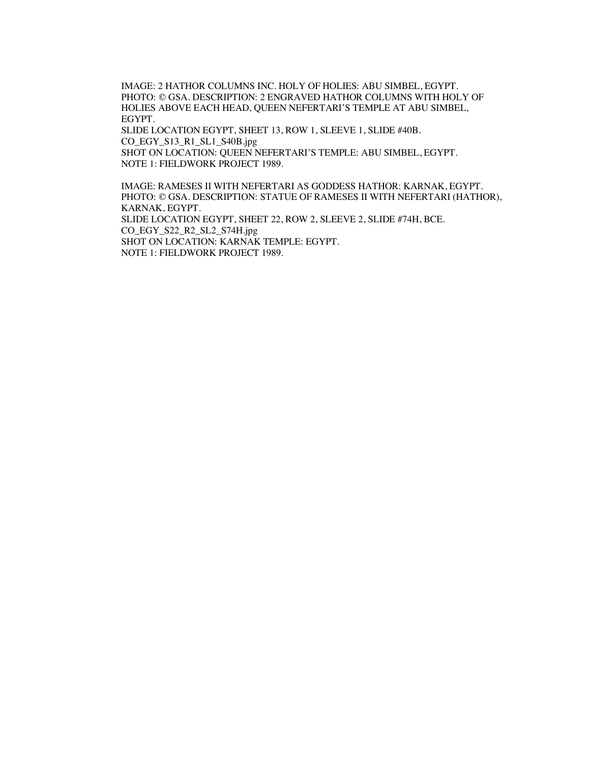IMAGE: 2 HATHOR COLUMNS INC. HOLY OF HOLIES: ABU SIMBEL, EGYPT.
PHOTO: © GSA. DESCRIPTION: 2 ENGRAVED HATHOR COLUMNS WITH HOLY OF HOLIES ABOVE EACH HEAD, QUEEN NEFERTARI'S TEMPLE AT ABU SIMBEL, EGYPT.
SLIDE LOCATION EGYPT, SHEET 13, ROW 1, SLEEVE 1, SLIDE #40B.
CO_EGY_S13_R1_SL1_S40B.jpg
SHOT ON LOCATION: QUEEN NEFERTARI'S TEMPLE: ABU SIMBEL, EGYPT.
NOTE 1: FIELDWORK PROJECT 1989.

IMAGE: RAMESES II WITH NEFERTARI AS GODDESS HATHOR: KARNAK, EGYPT.
PHOTO: © GSA. DESCRIPTION: STATUE OF RAMESES II WITH NEFERTARI (HATHOR), KARNAK, EGYPT.
SLIDE LOCATION EGYPT, SHEET 22, ROW 2, SLEEVE 2, SLIDE #74H, BCE.
CO_EGY_S22_R2_SL2_S74H.jpg
SHOT ON LOCATION: KARNAK TEMPLE: EGYPT.
NOTE 1: FIELDWORK PROJECT 1989.